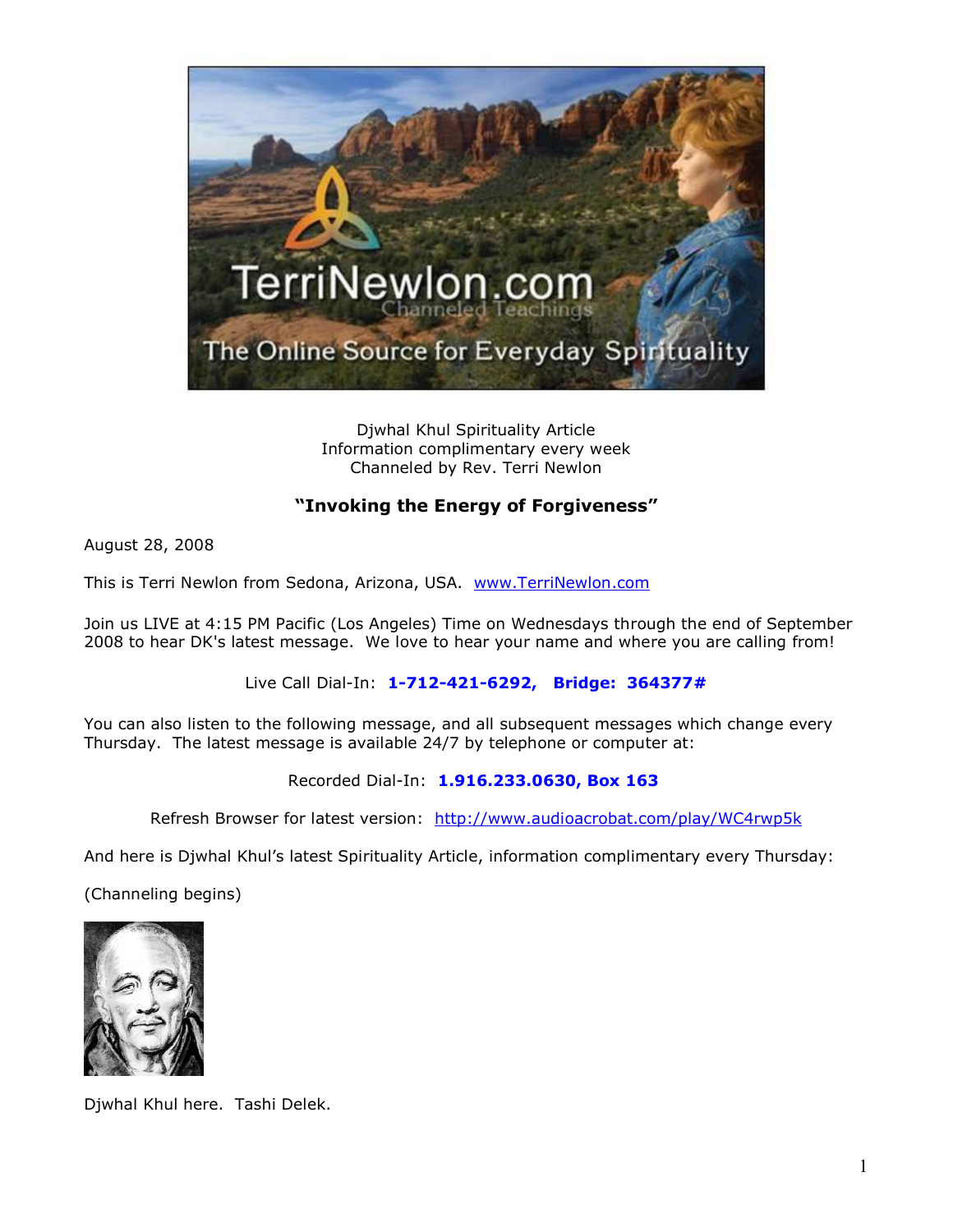Djwhal Khul Spirituality Article
Information complimentary every week
Channeled by Rev. Terri Newlon

## "Invoking the Energy of Forgiveness"

August 28, 2008

This is Terri Newlon from Sedona, Arizona, USA. www.TerriNewlon.com

Join us LIVE at 4:15 PM Pacific (Los Angeles) Time on Wednesdays through the end of September 2008 to hear DK's latest message. We love to hear your name and where you are calling from!

Live Call Dial-In: **1-712-421-6292, Bridge: 364377#**

You can also listen to the following message, and all subsequent messages which change every Thursday. The latest message is available 24/7 by telephone or computer at:

Recorded Dial-In: **1.916.233.0630, Box 163**

Refresh Browser for latest version: http://www.audioacrobat.com/play/WC4rwp5k

And here is Djwhal Khul's latest Spirituality Article, information complimentary every Thursday:

(Channeling begins)

Djwhal Khul here. Tashi Delek.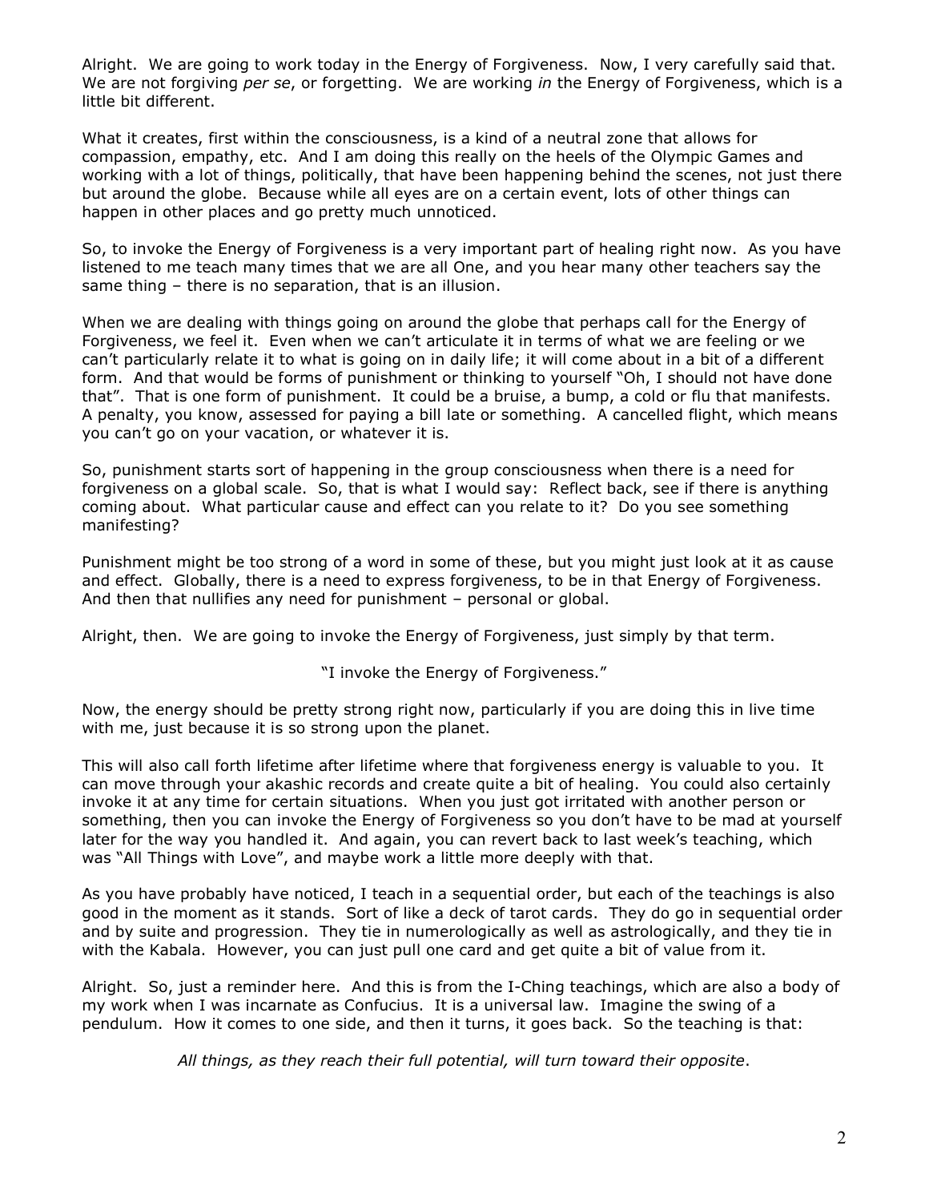Alright. We are going to work today in the Energy of Forgiveness. Now, I very carefully said that. We are not forgiving *per se*, or forgetting. We are working *in* the Energy of Forgiveness, which is a little bit different.

What it creates, first within the consciousness, is a kind of a neutral zone that allows for compassion, empathy, etc. And I am doing this really on the heels of the Olympic Games and working with a lot of things, politically, that have been happening behind the scenes, not just there but around the globe. Because while all eyes are on a certain event, lots of other things can happen in other places and go pretty much unnoticed.

So, to invoke the Energy of Forgiveness is a very important part of healing right now. As you have listened to me teach many times that we are all One, and you hear many other teachers say the same thing – there is no separation, that is an illusion.

When we are dealing with things going on around the globe that perhaps call for the Energy of Forgiveness, we feel it. Even when we can't articulate it in terms of what we are feeling or we can't particularly relate it to what is going on in daily life; it will come about in a bit of a different form. And that would be forms of punishment or thinking to yourself "Oh, I should not have done that". That is one form of punishment. It could be a bruise, a bump, a cold or flu that manifests. A penalty, you know, assessed for paying a bill late or something. A cancelled flight, which means you can't go on your vacation, or whatever it is.

So, punishment starts sort of happening in the group consciousness when there is a need for forgiveness on a global scale. So, that is what I would say: Reflect back, see if there is anything coming about. What particular cause and effect can you relate to it? Do you see something manifesting?

Punishment might be too strong of a word in some of these, but you might just look at it as cause and effect. Globally, there is a need to express forgiveness, to be in that Energy of Forgiveness. And then that nullifies any need for punishment – personal or global.

Alright, then. We are going to invoke the Energy of Forgiveness, just simply by that term.

"I invoke the Energy of Forgiveness."

Now, the energy should be pretty strong right now, particularly if you are doing this in live time with me, just because it is so strong upon the planet.

This will also call forth lifetime after lifetime where that forgiveness energy is valuable to you. It can move through your akashic records and create quite a bit of healing. You could also certainly invoke it at any time for certain situations. When you just got irritated with another person or something, then you can invoke the Energy of Forgiveness so you don't have to be mad at yourself later for the way you handled it. And again, you can revert back to last week's teaching, which was "All Things with Love", and maybe work a little more deeply with that.

As you have probably have noticed, I teach in a sequential order, but each of the teachings is also good in the moment as it stands. Sort of like a deck of tarot cards. They do go in sequential order and by suite and progression. They tie in numerologically as well as astrologically, and they tie in with the Kabala. However, you can just pull one card and get quite a bit of value from it.

Alright. So, just a reminder here. And this is from the I-Ching teachings, which are also a body of my work when I was incarnate as Confucius. It is a universal law. Imagine the swing of a pendulum. How it comes to one side, and then it turns, it goes back. So the teaching is that:

*All things, as they reach their full potential, will turn toward their opposite*.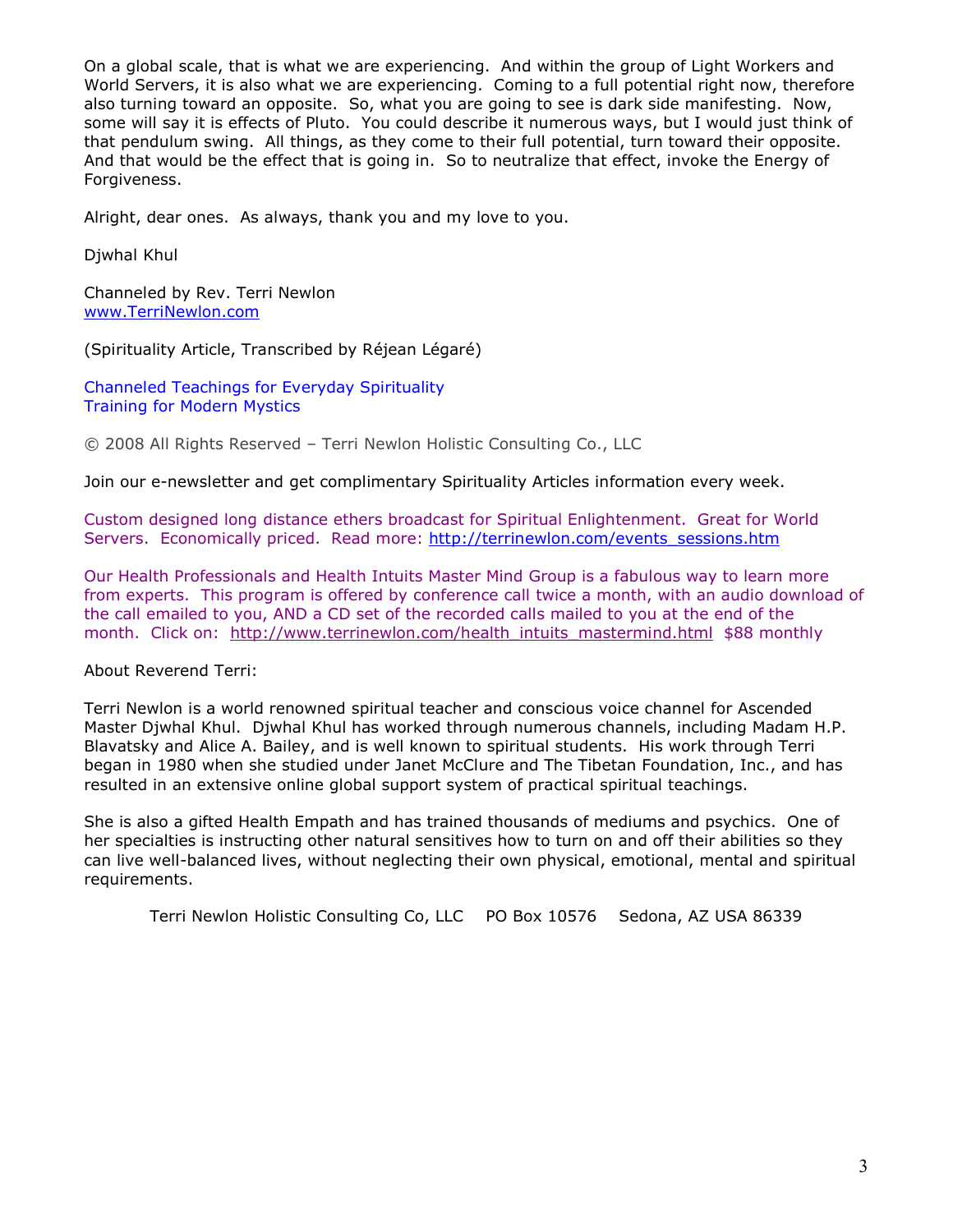On a global scale, that is what we are experiencing. And within the group of Light Workers and World Servers, it is also what we are experiencing. Coming to a full potential right now, therefore also turning toward an opposite. So, what you are going to see is dark side manifesting. Now, some will say it is effects of Pluto. You could describe it numerous ways, but I would just think of that pendulum swing. All things, as they come to their full potential, turn toward their opposite. And that would be the effect that is going in. So to neutralize that effect, invoke the Energy of Forgiveness.

Alright, dear ones. As always, thank you and my love to you.

Djwhal Khul

Channeled by Rev. Terri Newlon
www.TerriNewlon.com

(Spirituality Article, Transcribed by Réjean Légaré)

Channeled Teachings for Everyday Spirituality
Training for Modern Mystics

© 2008 All Rights Reserved – Terri Newlon Holistic Consulting Co., LLC

Join our e-newsletter and get complimentary Spirituality Articles information every week.

Custom designed long distance ethers broadcast for Spiritual Enlightenment. Great for World Servers. Economically priced. Read more: http://terrinewlon.com/events_sessions.htm

Our Health Professionals and Health Intuits Master Mind Group is a fabulous way to learn more from experts. This program is offered by conference call twice a month, with an audio download of the call emailed to you, AND a CD set of the recorded calls mailed to you at the end of the month. Click on: http://www.terrinewlon.com/health_intuits_mastermind.html $88 monthly

About Reverend Terri:

Terri Newlon is a world renowned spiritual teacher and conscious voice channel for Ascended Master Djwhal Khul. Djwhal Khul has worked through numerous channels, including Madam H.P. Blavatsky and Alice A. Bailey, and is well known to spiritual students. His work through Terri began in 1980 when she studied under Janet McClure and The Tibetan Foundation, Inc., and has resulted in an extensive online global support system of practical spiritual teachings.

She is also a gifted Health Empath and has trained thousands of mediums and psychics. One of her specialties is instructing other natural sensitives how to turn on and off their abilities so they can live well-balanced lives, without neglecting their own physical, emotional, mental and spiritual requirements.

Terri Newlon Holistic Consulting Co, LLC PO Box 10576 Sedona, AZ USA 86339